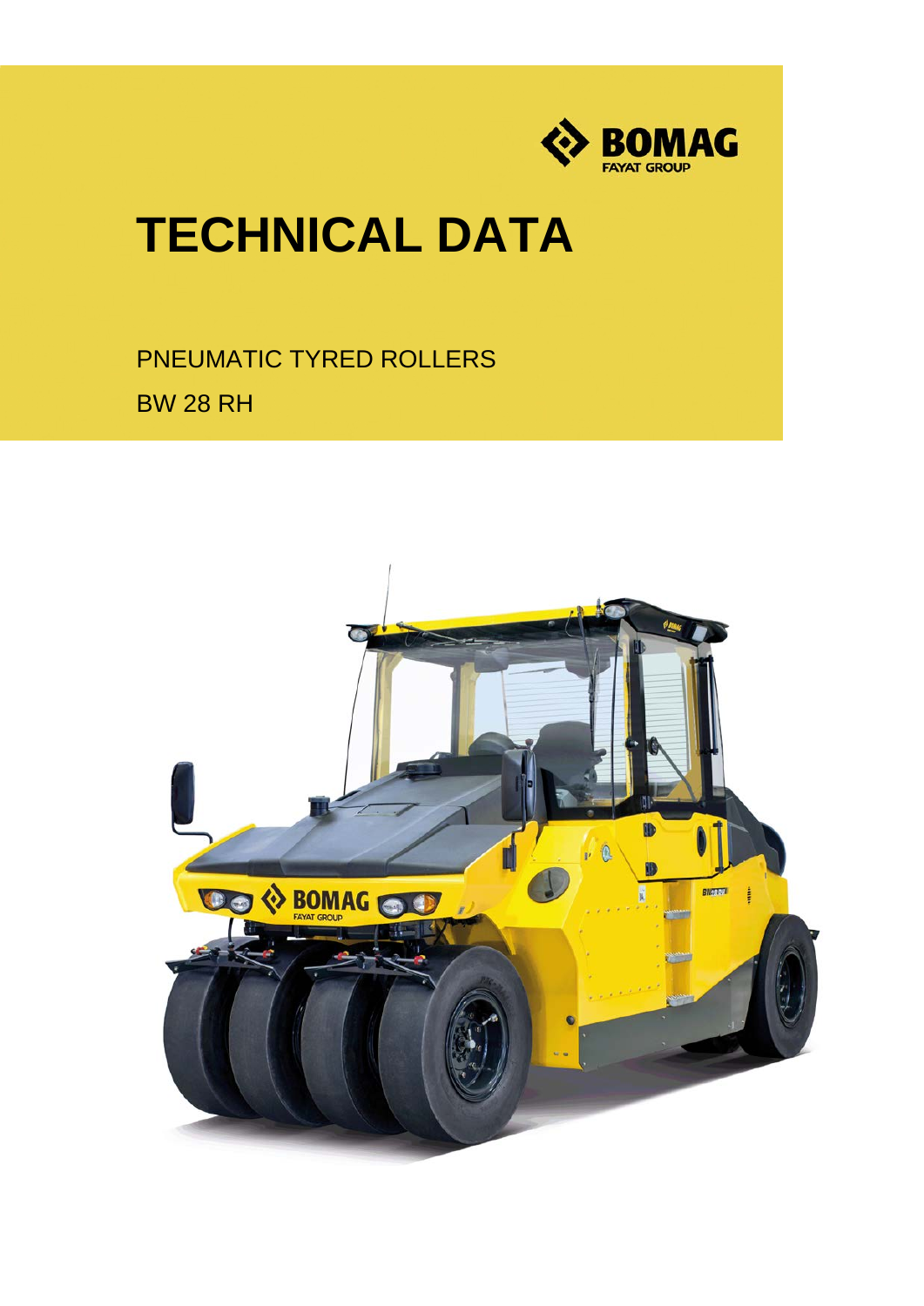# TECHNICAL DATA

PNEUMATIC TYRED ROLLERS

BW 28 RH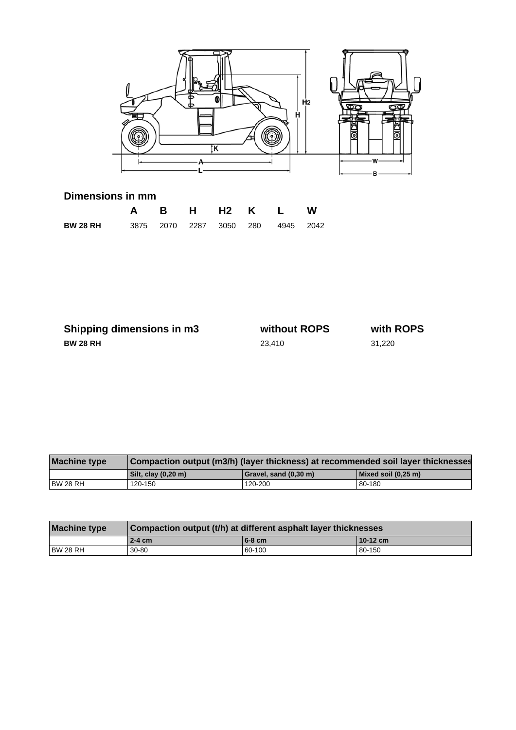## Dimensions in mm

| | A | B | H | H2 | K | L | W |
|---|---|---|---|---|---|---|---|
| **BW 28 RH** | 3875 | 2070 | 2287 | 3050 | 280 | 4945 | 2042 |

| Shipping dimensions in m3 | without ROPS | with ROPS |
|---|---|---|
| **BW 28 RH** | 23,410 | 31,220 |

| Machine type | Compaction output (m3/h) (layer thickness) at recommended soil layer thicknesses | | |
|---|---|---|---|
| | Silt, clay (0,20 m) | Gravel, sand (0,30 m) | Mixed soil (0,25 m) |
| BW 28 RH | 120-150 | 120-200 | 80-180 |

| Machine type | Compaction output (t/h) at different asphalt layer thicknesses | | |
|---|---|---|---|
| | 2-4 cm | 6-8 cm | 10-12 cm |
| BW 28 RH | 30-80 | 60-100 | 80-150 |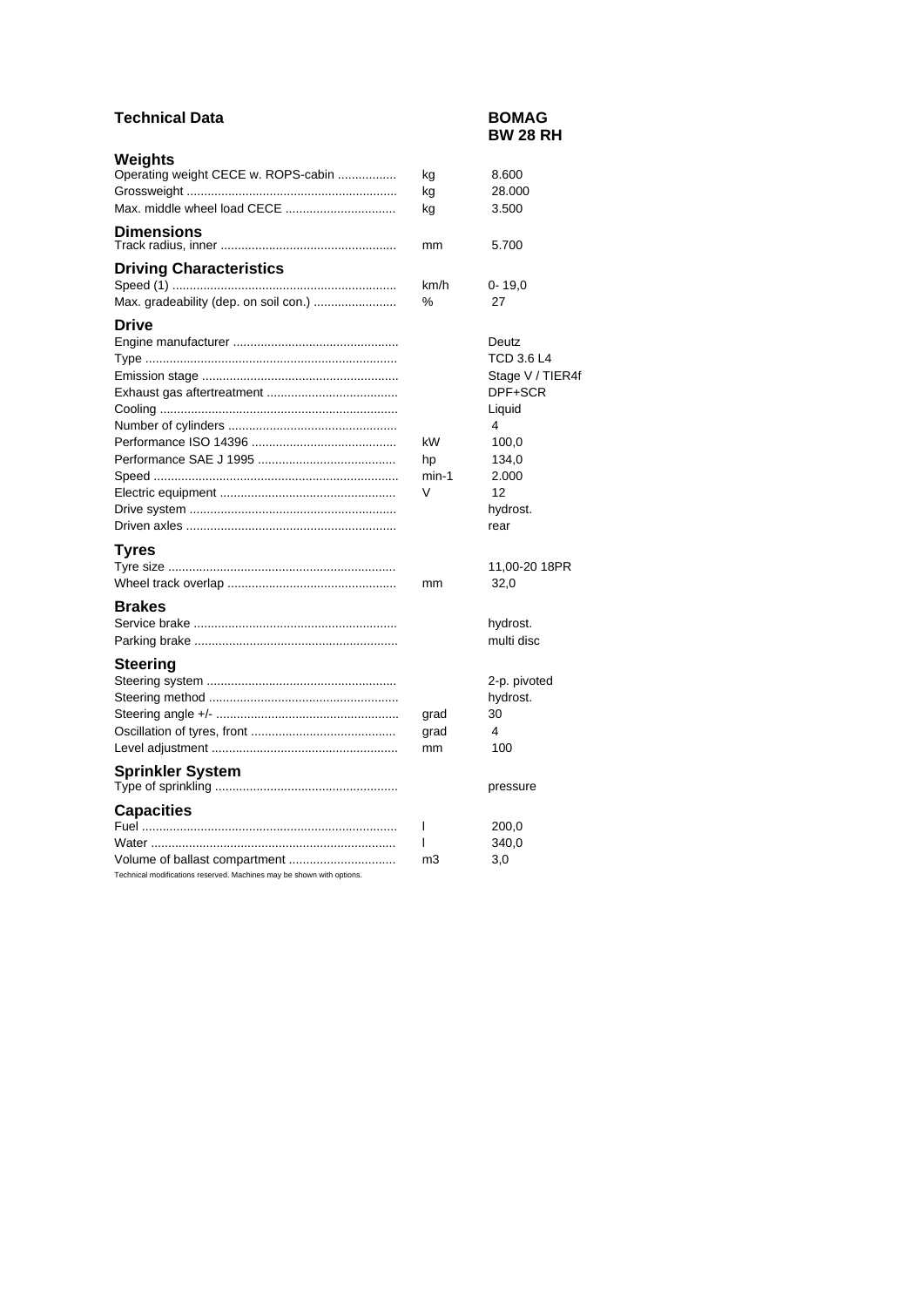# Technical Data

**BOMAG BW 28 RH**

## Weights

| | | |
|---|---|---|
| Operating weight CECE w. ROPS-cabin | kg | 8.600 |
| Grossweight | kg | 28.000 |
| Max. middle wheel load CECE | kg | 3.500 |

## Dimensions

| | | |
|---|---|---|
| Track radius, inner | mm | 5.700 |

## Driving Characteristics

| | | |
|---|---|---|
| Speed (1) | km/h | 0- 19,0 |
| Max. gradeability (dep. on soil con.) | % | 27 |

## Drive

| | | |
|---|---|---|
| Engine manufacturer | | Deutz |
| Type | | TCD 3.6 L4 |
| Emission stage | | Stage V / TIER4f |
| Exhaust gas aftertreatment | | DPF+SCR |
| Cooling | | Liquid |
| Number of cylinders | | 4 |
| Performance ISO 14396 | kW | 100,0 |
| Performance SAE J 1995 | hp | 134,0 |
| Speed | min-1 | 2.000 |
| Electric equipment | V | 12 |
| Drive system | | hydrost. |
| Driven axles | | rear |

## Tyres

| | | |
|---|---|---|
| Tyre size | | 11,00-20 18PR |
| Wheel track overlap | mm | 32,0 |

## Brakes

| | | |
|---|---|---|
| Service brake | | hydrost. |
| Parking brake | | multi disc |

## Steering

| | | |
|---|---|---|
| Steering system | | 2-p. pivoted |
| Steering method | | hydrost. |
| Steering angle +/- | grad | 30 |
| Oscillation of tyres, front | grad | 4 |
| Level adjustment | mm | 100 |

## Sprinkler System

| | | |
|---|---|---|
| Type of sprinkling | | pressure |

## Capacities

| | | |
|---|---|---|
| Fuel | l | 200,0 |
| Water | l | 340,0 |
| Volume of ballast compartment | m3 | 3,0 |

Technical modifications reserved. Machines may be shown with options.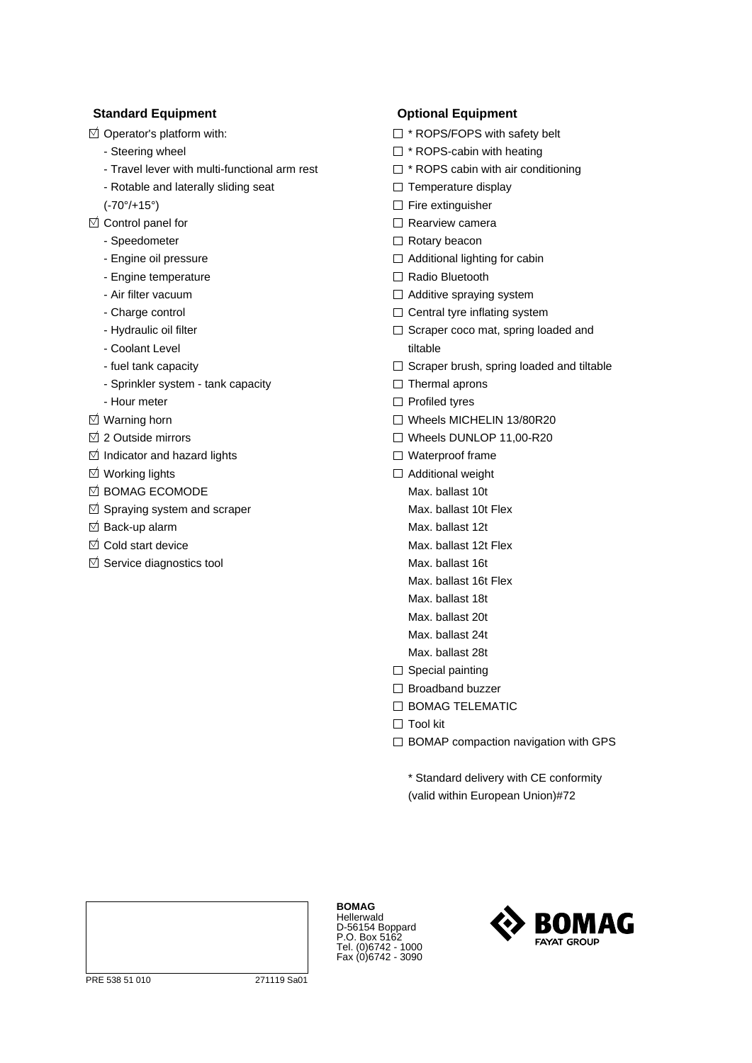## Standard Equipment

- ☑ Operator's platform with:
  - Steering wheel
  - Travel lever with multi-functional arm rest
  - Rotable and laterally sliding seat (-70°/+15°)
- ☑ Control panel for
  - Speedometer
  - Engine oil pressure
  - Engine temperature
  - Air filter vacuum
  - Charge control
  - Hydraulic oil filter
  - Coolant Level
  - fuel tank capacity
  - Sprinkler system - tank capacity
  - Hour meter
- ☑ Warning horn
- ☑ 2 Outside mirrors
- ☑ Indicator and hazard lights
- ☑ Working lights
- ☑ BOMAG ECOMODE
- ☑ Spraying system and scraper
- ☑ Back-up alarm
- ☑ Cold start device
- ☑ Service diagnostics tool

## Optional Equipment

- ☐ * ROPS/FOPS with safety belt
- ☐ * ROPS-cabin with heating
- ☐ * ROPS cabin with air conditioning
- ☐ Temperature display
- ☐ Fire extinguisher
- ☐ Rearview camera
- ☐ Rotary beacon
- ☐ Additional lighting for cabin
- ☐ Radio Bluetooth
- ☐ Additive spraying system
- ☐ Central tyre inflating system
- ☐ Scraper coco mat, spring loaded and tiltable
- ☐ Scraper brush, spring loaded and tiltable
- ☐ Thermal aprons
- ☐ Profiled tyres
- ☐ Wheels MICHELIN 13/80R20
- ☐ Wheels DUNLOP 11,00-R20
- ☐ Waterproof frame
- ☐ Additional weight
  - Max. ballast 10t
  - Max. ballast 10t Flex
  - Max. ballast 12t
  - Max. ballast 12t Flex
  - Max. ballast 16t
  - Max. ballast 16t Flex
  - Max. ballast 18t
  - Max. ballast 20t
  - Max. ballast 24t
  - Max. ballast 28t
- ☐ Special painting
- ☐ Broadband buzzer
- ☐ BOMAG TELEMATIC
- ☐ Tool kit
- ☐ BOMAP compaction navigation with GPS

\* Standard delivery with CE conformity (valid within European Union)#72

**BOMAG**
Hellerwald
D-56154 Boppard
P.O. Box 5162
Tel. (0)6742 - 1000
Fax (0)6742 - 3090

BOMAG FAYAT GROUP

PRE 538 51 010 271119 Sa01